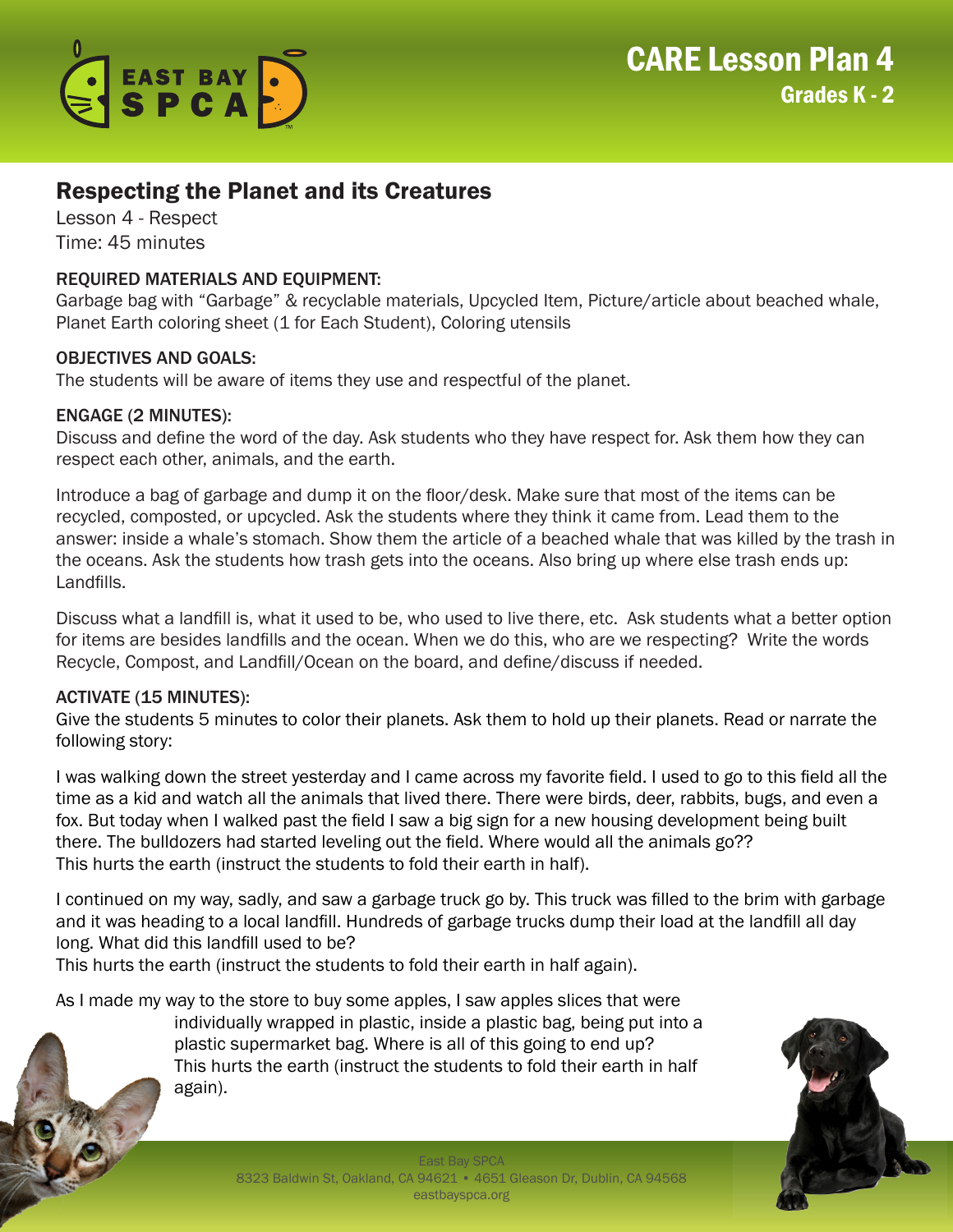# CARE Lesson Plan 4
## Grades K - 2

## Respecting the Planet and its Creatures

Lesson 4 - Respect
Time: 45 minutes

### REQUIRED MATERIALS AND EQUIPMENT:

Garbage bag with "Garbage" & recyclable materials, Upcycled Item, Picture/article about beached whale, Planet Earth coloring sheet (1 for Each Student), Coloring utensils

### OBJECTIVES AND GOALS:

The students will be aware of items they use and respectful of the planet.

### ENGAGE (2 MINUTES):

Discuss and define the word of the day. Ask students who they have respect for. Ask them how they can respect each other, animals, and the earth.

Introduce a bag of garbage and dump it on the floor/desk. Make sure that most of the items can be recycled, composted, or upcycled. Ask the students where they think it came from. Lead them to the answer: inside a whale's stomach. Show them the article of a beached whale that was killed by the trash in the oceans. Ask the students how trash gets into the oceans. Also bring up where else trash ends up: Landfills.

Discuss what a landfill is, what it used to be, who used to live there, etc. Ask students what a better option for items are besides landfills and the ocean. When we do this, who are we respecting? Write the words Recycle, Compost, and Landfill/Ocean on the board, and define/discuss if needed.

### ACTIVATE (15 MINUTES):

Give the students 5 minutes to color their planets. Ask them to hold up their planets. Read or narrate the following story:

I was walking down the street yesterday and I came across my favorite field. I used to go to this field all the time as a kid and watch all the animals that lived there. There were birds, deer, rabbits, bugs, and even a fox. But today when I walked past the field I saw a big sign for a new housing development being built there. The bulldozers had started leveling out the field. Where would all the animals go??
This hurts the earth (instruct the students to fold their earth in half).

I continued on my way, sadly, and saw a garbage truck go by. This truck was filled to the brim with garbage and it was heading to a local landfill. Hundreds of garbage trucks dump their load at the landfill all day long. What did this landfill used to be?
This hurts the earth (instruct the students to fold their earth in half again).

As I made my way to the store to buy some apples, I saw apples slices that were individually wrapped in plastic, inside a plastic bag, being put into a plastic supermarket bag. Where is all of this going to end up?
This hurts the earth (instruct the students to fold their earth in half again).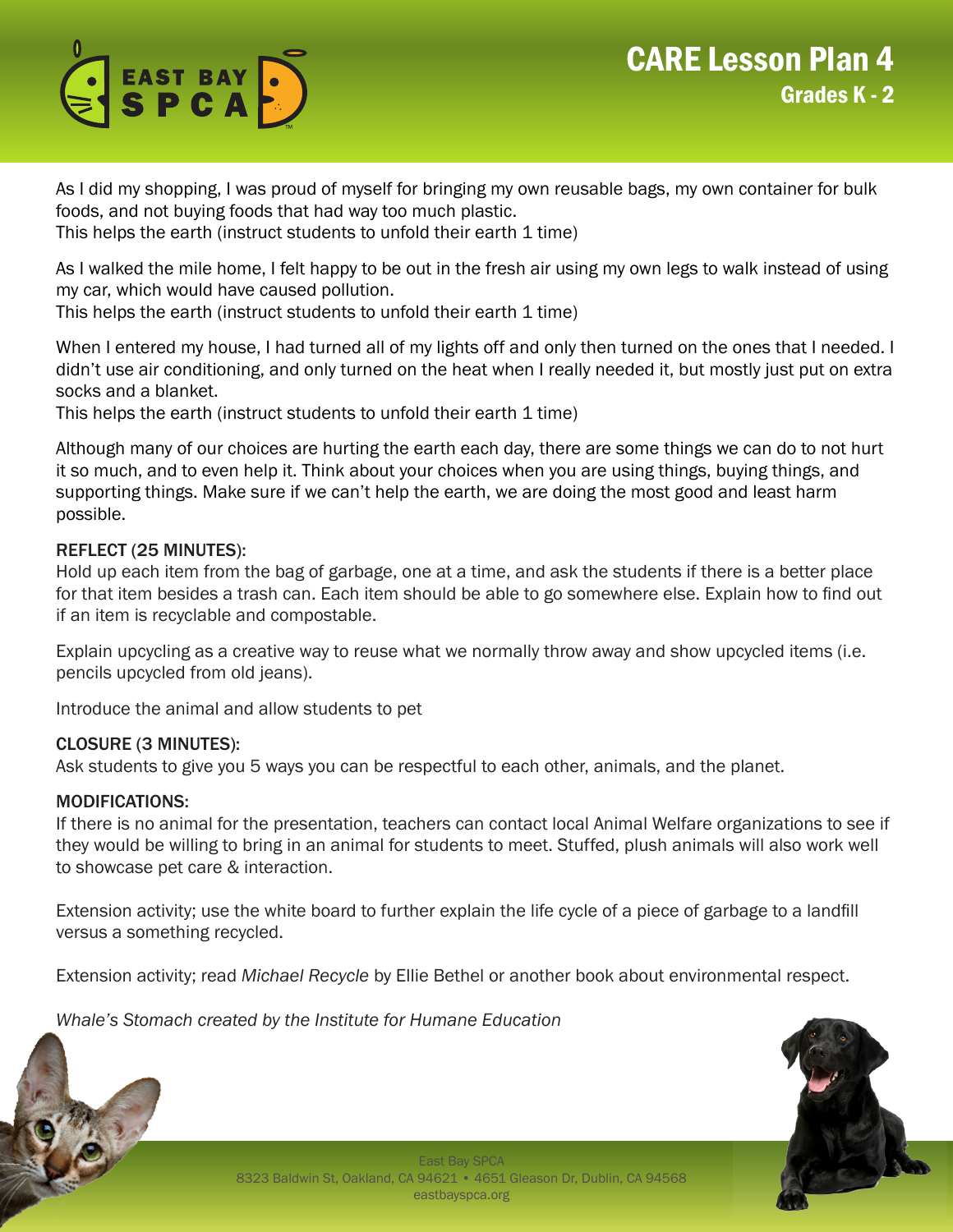As I did my shopping, I was proud of myself for bringing my own reusable bags, my own container for bulk foods, and not buying foods that had way too much plastic.
This helps the earth (instruct students to unfold their earth 1 time)

As I walked the mile home, I felt happy to be out in the fresh air using my own legs to walk instead of using my car, which would have caused pollution.
This helps the earth (instruct students to unfold their earth 1 time)

When I entered my house, I had turned all of my lights off and only then turned on the ones that I needed. I didn't use air conditioning, and only turned on the heat when I really needed it, but mostly just put on extra socks and a blanket.
This helps the earth (instruct students to unfold their earth 1 time)

Although many of our choices are hurting the earth each day, there are some things we can do to not hurt it so much, and to even help it. Think about your choices when you are using things, buying things, and supporting things. Make sure if we can't help the earth, we are doing the most good and least harm possible.

### REFLECT (25 MINUTES):

Hold up each item from the bag of garbage, one at a time, and ask the students if there is a better place for that item besides a trash can. Each item should be able to go somewhere else. Explain how to find out if an item is recyclable and compostable.

Explain upcycling as a creative way to reuse what we normally throw away and show upcycled items (i.e. pencils upcycled from old jeans).

Introduce the animal and allow students to pet

### CLOSURE (3 MINUTES):

Ask students to give you 5 ways you can be respectful to each other, animals, and the planet.

### MODIFICATIONS:

If there is no animal for the presentation, teachers can contact local Animal Welfare organizations to see if they would be willing to bring in an animal for students to meet. Stuffed, plush animals will also work well to showcase pet care & interaction.

Extension activity; use the white board to further explain the life cycle of a piece of garbage to a landfill versus a something recycled.

Extension activity; read *Michael Recycle* by Ellie Bethel or another book about environmental respect.

*Whale's Stomach created by the Institute for Humane Education*